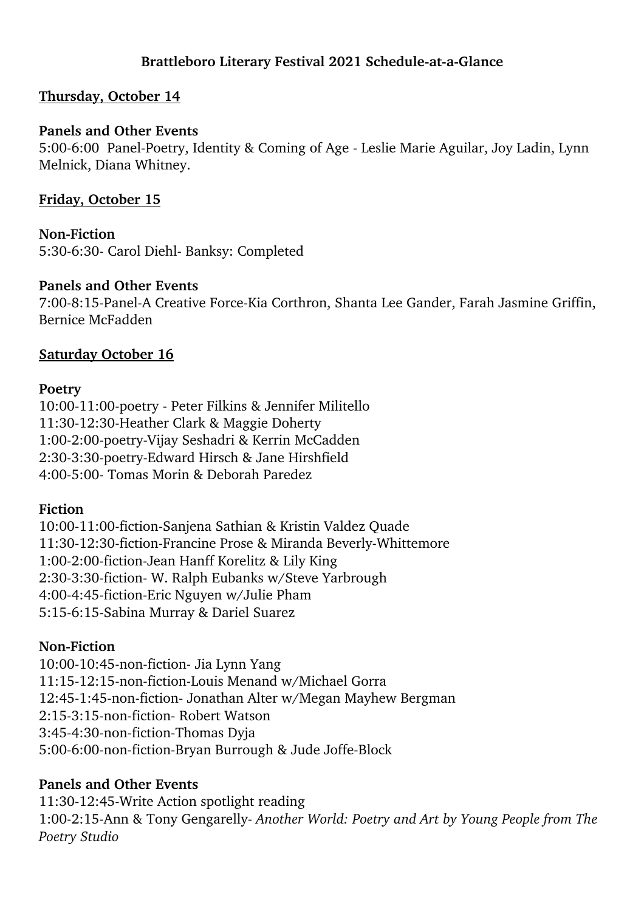**Brattleboro Literary Festival 2021 Schedule-at-a-Glance**

**<u>Thursday, October 14</u>**

**Panels and Other Events**
5:00-6:00 Panel-Poetry, Identity & Coming of Age - Leslie Marie Aguilar, Joy Ladin, Lynn Melnick, Diana Whitney.

**<u>Friday, October 15</u>**

**Non-Fiction**
5:30-6:30- Carol Diehl- Banksy: Completed

**Panels and Other Events**
7:00-8:15-Panel-A Creative Force-Kia Corthron, Shanta Lee Gander, Farah Jasmine Griffin, Bernice McFadden

**<u>Saturday October 16</u>**

**Poetry**
10:00-11:00-poetry - Peter Filkins & Jennifer Militello
11:30-12:30-Heather Clark & Maggie Doherty
1:00-2:00-poetry-Vijay Seshadri & Kerrin McCadden
2:30-3:30-poetry-Edward Hirsch & Jane Hirshfield
4:00-5:00- Tomas Morin & Deborah Paredez

**Fiction**
10:00-11:00-fiction-Sanjena Sathian & Kristin Valdez Quade
11:30-12:30-fiction-Francine Prose & Miranda Beverly-Whittemore
1:00-2:00-fiction-Jean Hanff Korelitz & Lily King
2:30-3:30-fiction- W. Ralph Eubanks w/Steve Yarbrough
4:00-4:45-fiction-Eric Nguyen w/Julie Pham
5:15-6:15-Sabina Murray & Dariel Suarez

**Non-Fiction**
10:00-10:45-non-fiction- Jia Lynn Yang
11:15-12:15-non-fiction-Louis Menand w/Michael Gorra
12:45-1:45-non-fiction- Jonathan Alter w/Megan Mayhew Bergman
2:15-3:15-non-fiction- Robert Watson
3:45-4:30-non-fiction-Thomas Dyja
5:00-6:00-non-fiction-Bryan Burrough & Jude Joffe-Block

**Panels and Other Events**
11:30-12:45-Write Action spotlight reading
1:00-2:15-Ann & Tony Gengarelly- *Another World: Poetry and Art by Young People from The Poetry Studio*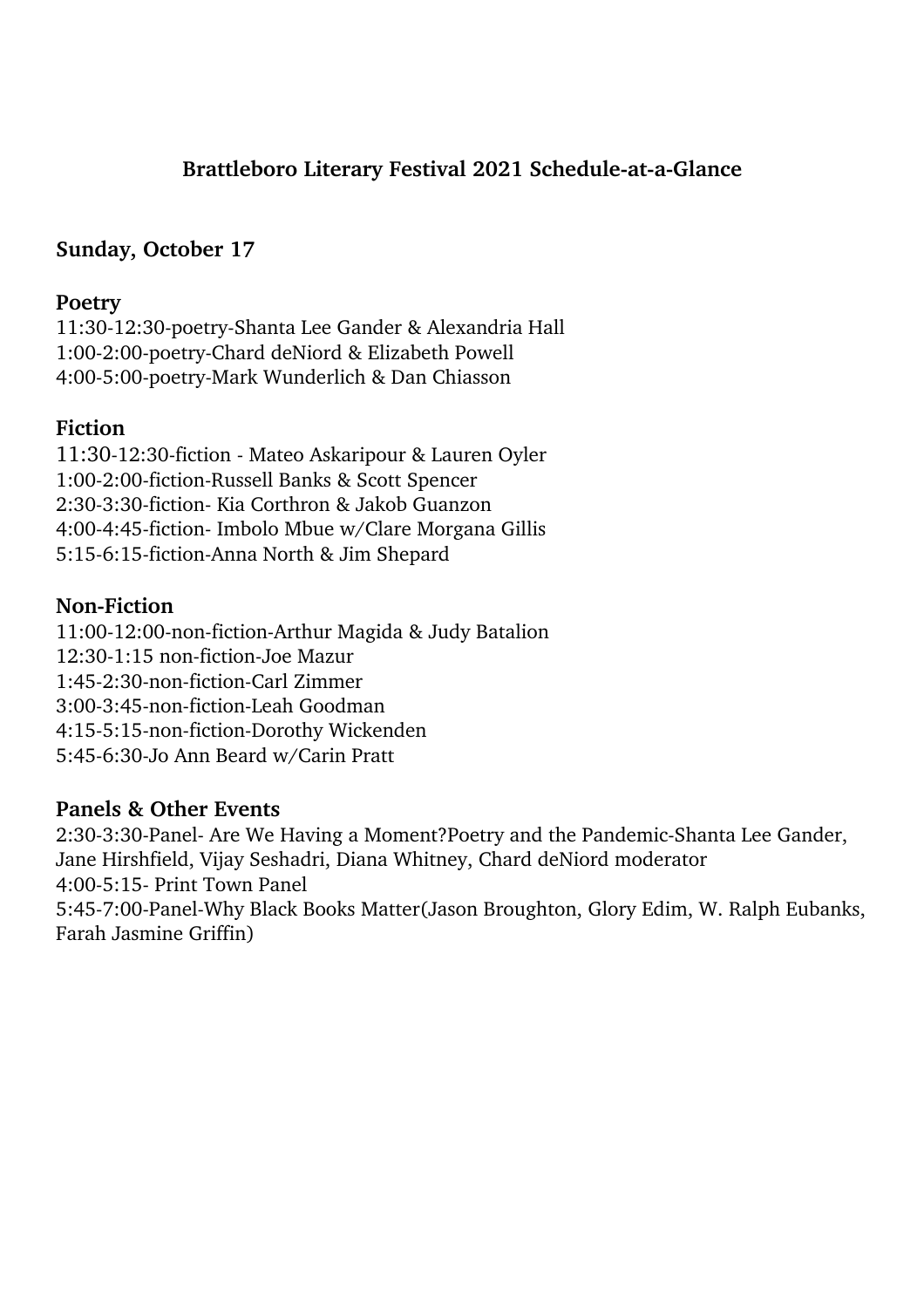## Brattleboro Literary Festival 2021 Schedule-at-a-Glance

### Sunday, October 17

**Poetry**

11:30-12:30-poetry-Shanta Lee Gander & Alexandria Hall
1:00-2:00-poetry-Chard deNiord & Elizabeth Powell
4:00-5:00-poetry-Mark Wunderlich & Dan Chiasson

**Fiction**

11:30-12:30-fiction - Mateo Askaripour & Lauren Oyler
1:00-2:00-fiction-Russell Banks & Scott Spencer
2:30-3:30-fiction- Kia Corthron & Jakob Guanzon
4:00-4:45-fiction- Imbolo Mbue w/Clare Morgana Gillis
5:15-6:15-fiction-Anna North & Jim Shepard

**Non-Fiction**

11:00-12:00-non-fiction-Arthur Magida & Judy Batalion
12:30-1:15 non-fiction-Joe Mazur
1:45-2:30-non-fiction-Carl Zimmer
3:00-3:45-non-fiction-Leah Goodman
4:15-5:15-non-fiction-Dorothy Wickenden
5:45-6:30-Jo Ann Beard w/Carin Pratt

**Panels & Other Events**

2:30-3:30-Panel- Are We Having a Moment?Poetry and the Pandemic-Shanta Lee Gander, Jane Hirshfield, Vijay Seshadri, Diana Whitney, Chard deNiord moderator
4:00-5:15- Print Town Panel
5:45-7:00-Panel-Why Black Books Matter(Jason Broughton, Glory Edim, W. Ralph Eubanks, Farah Jasmine Griffin)